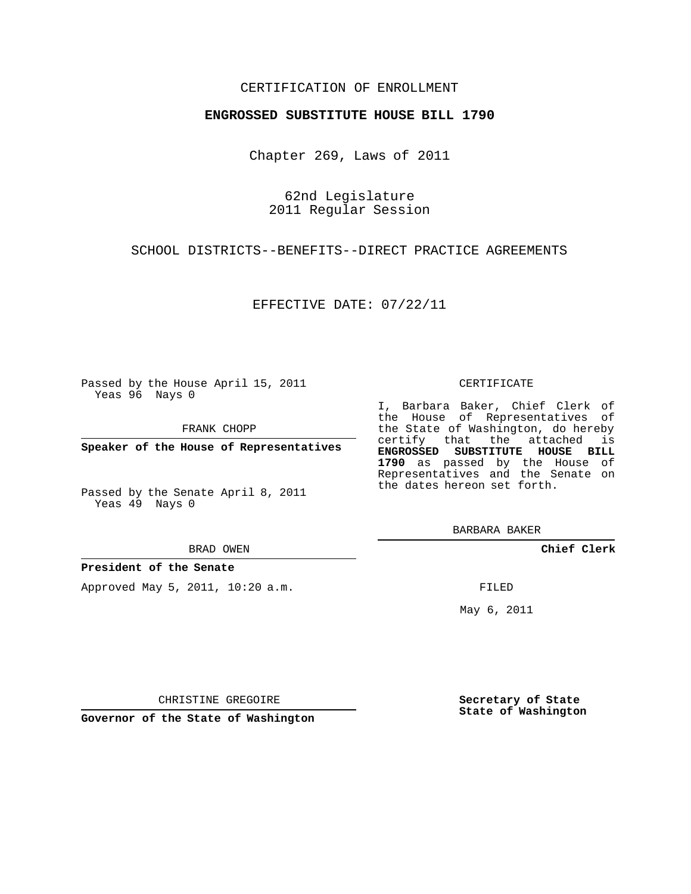CERTIFICATION OF ENROLLMENT

**ENGROSSED SUBSTITUTE HOUSE BILL 1790**

Chapter 269, Laws of 2011

62nd Legislature
2011 Regular Session

SCHOOL DISTRICTS--BENEFITS--DIRECT PRACTICE AGREEMENTS

EFFECTIVE DATE: 07/22/11

Passed by the House April 15, 2011
Yeas 96 Nays 0

FRANK CHOPP

**Speaker of the House of Representatives**

Passed by the Senate April 8, 2011
Yeas 49 Nays 0

BRAD OWEN

**President of the Senate**

Approved May 5, 2011, 10:20 a.m.

CHRISTINE GREGOIRE

**Governor of the State of Washington**

CERTIFICATE

I, Barbara Baker, Chief Clerk of the House of Representatives of the State of Washington, do hereby certify that the attached is **ENGROSSED SUBSTITUTE HOUSE BILL 1790** as passed by the House of Representatives and the Senate on the dates hereon set forth.

BARBARA BAKER

**Chief Clerk**

FILED

May 6, 2011

**Secretary of State**
**State of Washington**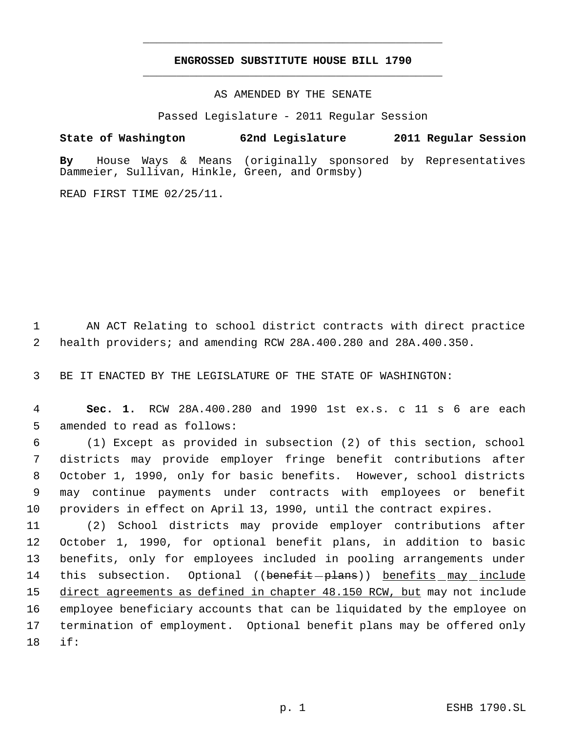# ENGROSSED SUBSTITUTE HOUSE BILL 1790

AS AMENDED BY THE SENATE

Passed Legislature - 2011 Regular Session

**State of Washington 62nd Legislature 2011 Regular Session**

**By** House Ways & Means (originally sponsored by Representatives Dammeier, Sullivan, Hinkle, Green, and Ormsby)

READ FIRST TIME 02/25/11.

AN ACT Relating to school district contracts with direct practice health providers; and amending RCW 28A.400.280 and 28A.400.350.

BE IT ENACTED BY THE LEGISLATURE OF THE STATE OF WASHINGTON:

**Sec. 1.** RCW 28A.400.280 and 1990 1st ex.s. c 11 s 6 are each amended to read as follows:

(1) Except as provided in subsection (2) of this section, school districts may provide employer fringe benefit contributions after October 1, 1990, only for basic benefits. However, school districts may continue payments under contracts with employees or benefit providers in effect on April 13, 1990, until the contract expires.

(2) School districts may provide employer contributions after October 1, 1990, for optional benefit plans, in addition to basic benefits, only for employees included in pooling arrangements under this subsection. Optional ((~~benefit plans~~)) <u>benefits may include direct agreements as defined in chapter 48.150 RCW, but</u> may not include employee beneficiary accounts that can be liquidated by the employee on termination of employment. Optional benefit plans may be offered only if: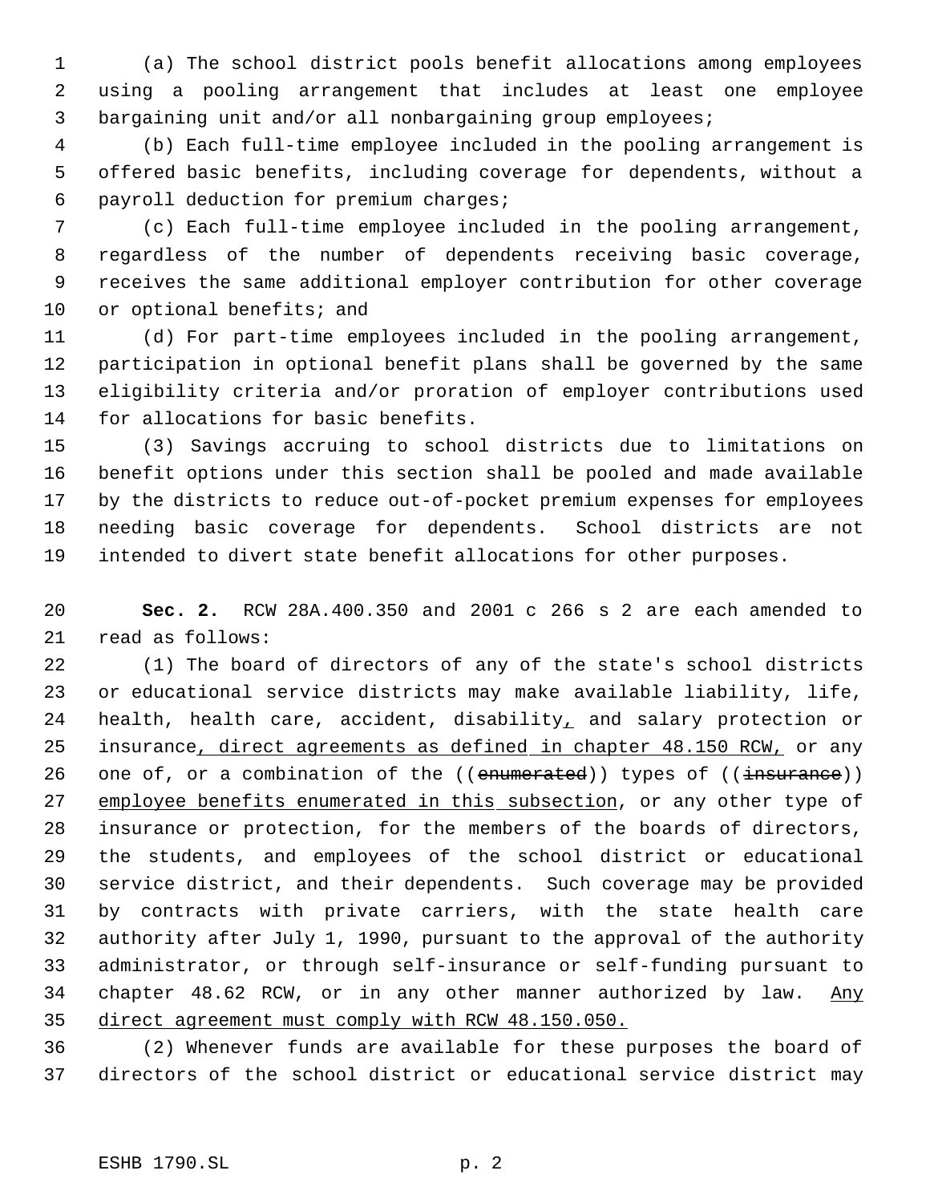(a) The school district pools benefit allocations among employees using a pooling arrangement that includes at least one employee bargaining unit and/or all nonbargaining group employees;

(b) Each full-time employee included in the pooling arrangement is offered basic benefits, including coverage for dependents, without a payroll deduction for premium charges;

(c) Each full-time employee included in the pooling arrangement, regardless of the number of dependents receiving basic coverage, receives the same additional employer contribution for other coverage or optional benefits; and

(d) For part-time employees included in the pooling arrangement, participation in optional benefit plans shall be governed by the same eligibility criteria and/or proration of employer contributions used for allocations for basic benefits.

(3) Savings accruing to school districts due to limitations on benefit options under this section shall be pooled and made available by the districts to reduce out-of-pocket premium expenses for employees needing basic coverage for dependents. School districts are not intended to divert state benefit allocations for other purposes.

**Sec. 2.** RCW 28A.400.350 and 2001 c 266 s 2 are each amended to read as follows:

(1) The board of directors of any of the state's school districts or educational service districts may make available liability, life, health, health care, accident, disability, and salary protection or insurance, direct agreements as defined in chapter 48.150 RCW, or any one of, or a combination of the ((~~enumerated~~)) types of ((~~insurance~~)) employee benefits enumerated in this subsection, or any other type of insurance or protection, for the members of the boards of directors, the students, and employees of the school district or educational service district, and their dependents. Such coverage may be provided by contracts with private carriers, with the state health care authority after July 1, 1990, pursuant to the approval of the authority administrator, or through self-insurance or self-funding pursuant to chapter 48.62 RCW, or in any other manner authorized by law. Any direct agreement must comply with RCW 48.150.050.

(2) Whenever funds are available for these purposes the board of directors of the school district or educational service district may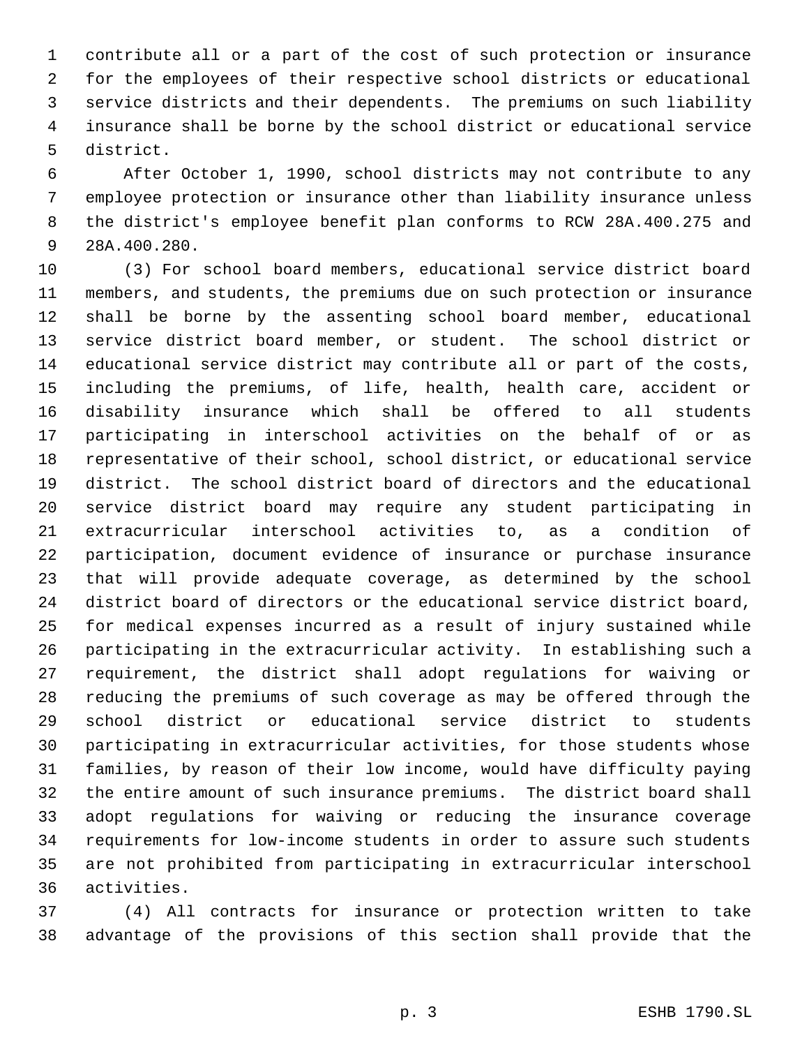contribute all or a part of the cost of such protection or insurance for the employees of their respective school districts or educational service districts and their dependents. The premiums on such liability insurance shall be borne by the school district or educational service district.

After October 1, 1990, school districts may not contribute to any employee protection or insurance other than liability insurance unless the district's employee benefit plan conforms to RCW 28A.400.275 and 28A.400.280.

(3) For school board members, educational service district board members, and students, the premiums due on such protection or insurance shall be borne by the assenting school board member, educational service district board member, or student. The school district or educational service district may contribute all or part of the costs, including the premiums, of life, health, health care, accident or disability insurance which shall be offered to all students participating in interschool activities on the behalf of or as representative of their school, school district, or educational service district. The school district board of directors and the educational service district board may require any student participating in extracurricular interschool activities to, as a condition of participation, document evidence of insurance or purchase insurance that will provide adequate coverage, as determined by the school district board of directors or the educational service district board, for medical expenses incurred as a result of injury sustained while participating in the extracurricular activity. In establishing such a requirement, the district shall adopt regulations for waiving or reducing the premiums of such coverage as may be offered through the school district or educational service district to students participating in extracurricular activities, for those students whose families, by reason of their low income, would have difficulty paying the entire amount of such insurance premiums. The district board shall adopt regulations for waiving or reducing the insurance coverage requirements for low-income students in order to assure such students are not prohibited from participating in extracurricular interschool activities.

(4) All contracts for insurance or protection written to take advantage of the provisions of this section shall provide that the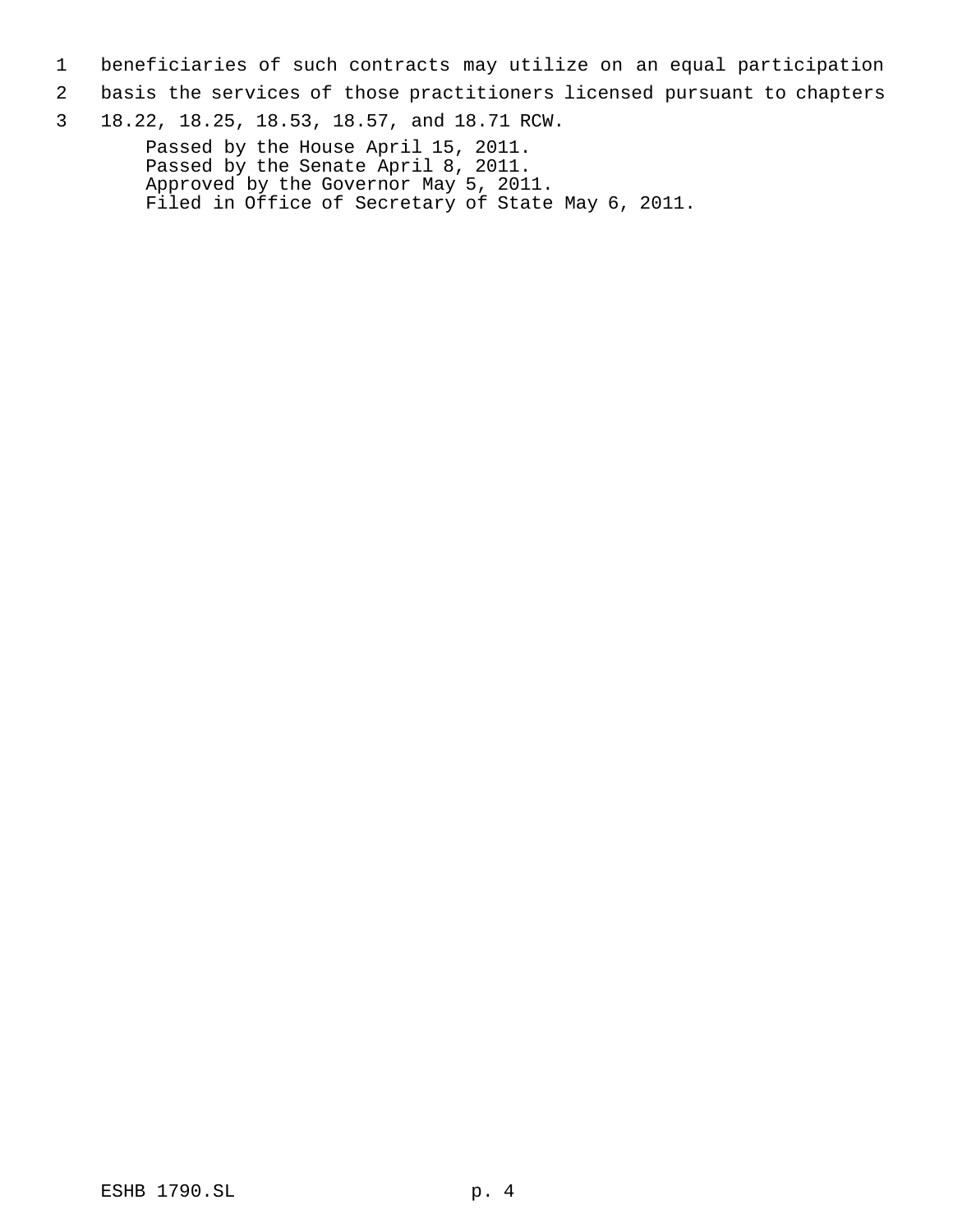beneficiaries of such contracts may utilize on an equal participation basis the services of those practitioners licensed pursuant to chapters 18.22, 18.25, 18.53, 18.57, and 18.71 RCW.

Passed by the House April 15, 2011.
Passed by the Senate April 8, 2011.
Approved by the Governor May 5, 2011.
Filed in Office of Secretary of State May 6, 2011.